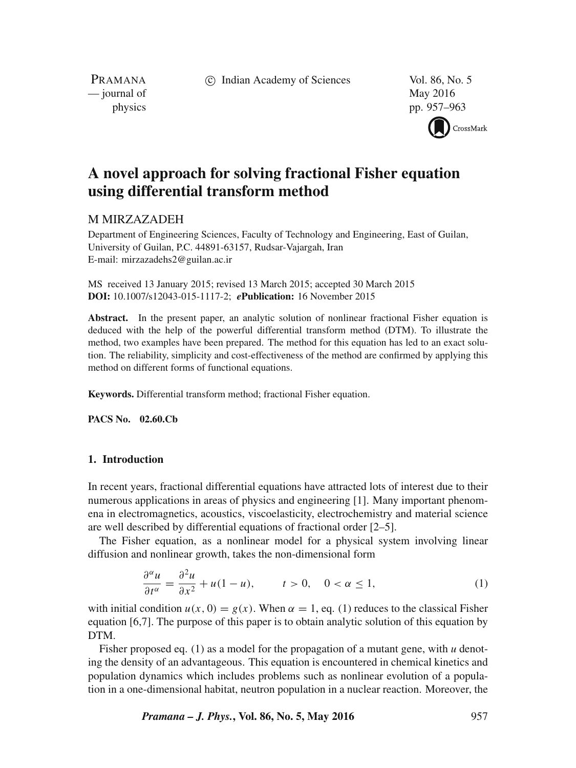# A novel approach for solving fractional Fisher equation using differential transform method

M MIRZAZADEH

Department of Engineering Sciences, Faculty of Technology and Engineering, East of Guilan, University of Guilan, P.C. 44891-63157, Rudsar-Vajargah, Iran
E-mail: mirzazadehs2@guilan.ac.ir

MS received 13 January 2015; revised 13 March 2015; accepted 30 March 2015
**DOI:** 10.1007/s12043-015-1117-2; ***e*Publication:** 16 November 2015

**Abstract.** In the present paper, an analytic solution of nonlinear fractional Fisher equation is deduced with the help of the powerful differential transform method (DTM). To illustrate the method, two examples have been prepared. The method for this equation has led to an exact solution. The reliability, simplicity and cost-effectiveness of the method are confirmed by applying this method on different forms of functional equations.

**Keywords.** Differential transform method; fractional Fisher equation.

**PACS No.** 02.60.Cb

## 1. Introduction

In recent years, fractional differential equations have attracted lots of interest due to their numerous applications in areas of physics and engineering [1]. Many important phenomena in electromagnetics, acoustics, viscoelasticity, electrochemistry and material science are well described by differential equations of fractional order [2–5].

The Fisher equation, as a nonlinear model for a physical system involving linear diffusion and nonlinear growth, takes the non-dimensional form

$$\frac{\partial^\alpha u}{\partial t^\alpha} = \frac{\partial^2 u}{\partial x^2} + u(1-u), \qquad t > 0, \quad 0 < \alpha \leq 1, \tag{1}$$

with initial condition $u(x, 0) = g(x)$. When $\alpha = 1$, eq. (1) reduces to the classical Fisher equation [6,7]. The purpose of this paper is to obtain analytic solution of this equation by DTM.

Fisher proposed eq. (1) as a model for the propagation of a mutant gene, with $u$ denoting the density of an advantageous. This equation is encountered in chemical kinetics and population dynamics which includes problems such as nonlinear evolution of a population in a one-dimensional habitat, neutron population in a nuclear reaction. Moreover, the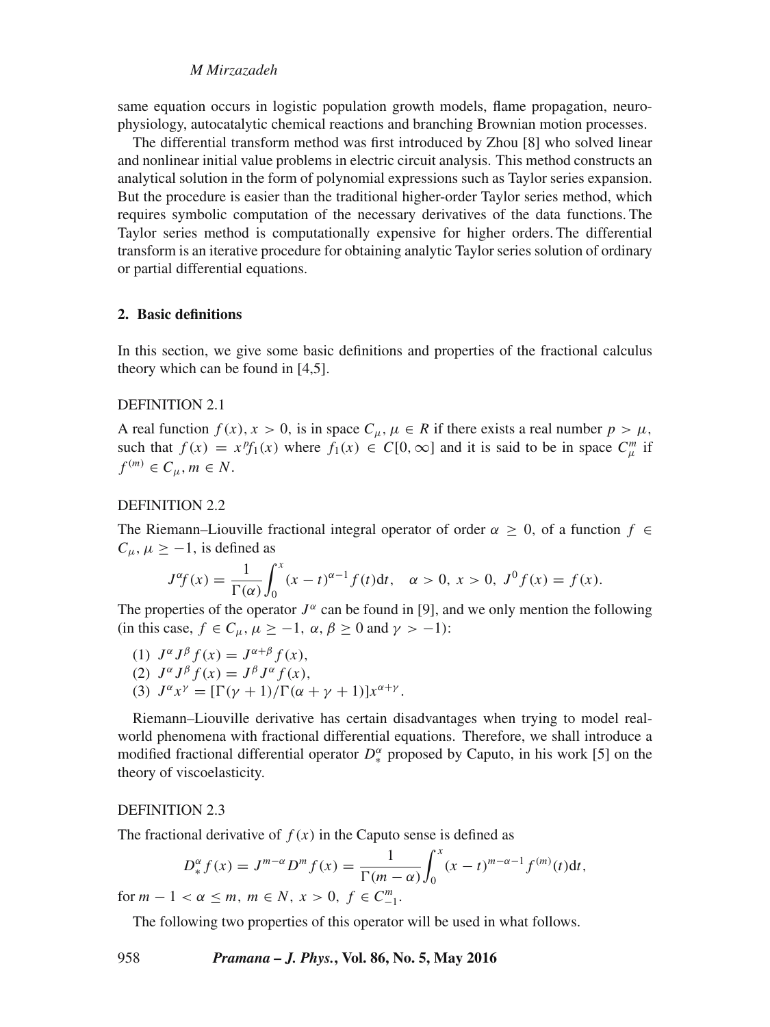same equation occurs in logistic population growth models, flame propagation, neurophysiology, autocatalytic chemical reactions and branching Brownian motion processes.

The differential transform method was first introduced by Zhou [8] who solved linear and nonlinear initial value problems in electric circuit analysis. This method constructs an analytical solution in the form of polynomial expressions such as Taylor series expansion. But the procedure is easier than the traditional higher-order Taylor series method, which requires symbolic computation of the necessary derivatives of the data functions. The Taylor series method is computationally expensive for higher orders. The differential transform is an iterative procedure for obtaining analytic Taylor series solution of ordinary or partial differential equations.

## 2. Basic definitions

In this section, we give some basic definitions and properties of the fractional calculus theory which can be found in [4,5].

DEFINITION 2.1

A real function $f(x)$, $x > 0$, is in space $C_\mu$, $\mu \in R$ if there exists a real number $p > \mu$, such that $f(x) = x^p f_1(x)$ where $f_1(x) \in C[0, \infty]$ and it is said to be in space $C_\mu^m$ if $f^{(m)} \in C_\mu$, $m \in N$.

DEFINITION 2.2

The Riemann–Liouville fractional integral operator of order $\alpha \geq 0$, of a function $f \in C_\mu$, $\mu \geq -1$, is defined as

$$J^\alpha f(x) = \frac{1}{\Gamma(\alpha)} \int_0^x (x-t)^{\alpha-1} f(t) \mathrm{d}t, \quad \alpha > 0,\ x > 0,\ J^0 f(x) = f(x).$$

The properties of the operator $J^\alpha$ can be found in [9], and we only mention the following (in this case, $f \in C_\mu$, $\mu \geq -1$, $\alpha, \beta \geq 0$ and $\gamma > -1$):

(1) $J^\alpha J^\beta f(x) = J^{\alpha+\beta} f(x)$,
(2) $J^\alpha J^\beta f(x) = J^\beta J^\alpha f(x)$,
(3) $J^\alpha x^\gamma = [\Gamma(\gamma+1)/\Gamma(\alpha+\gamma+1)] x^{\alpha+\gamma}$.

Riemann–Liouville derivative has certain disadvantages when trying to model real-world phenomena with fractional differential equations. Therefore, we shall introduce a modified fractional differential operator $D_*^\alpha$ proposed by Caputo, in his work [5] on the theory of viscoelasticity.

DEFINITION 2.3

The fractional derivative of $f(x)$ in the Caputo sense is defined as

$$D_*^\alpha f(x) = J^{m-\alpha} D^m f(x) = \frac{1}{\Gamma(m-\alpha)} \int_0^x (x-t)^{m-\alpha-1} f^{(m)}(t) \mathrm{d}t,$$

for $m - 1 < \alpha \leq m$, $m \in N$, $x > 0$, $f \in C_{-1}^m$.

The following two properties of this operator will be used in what follows.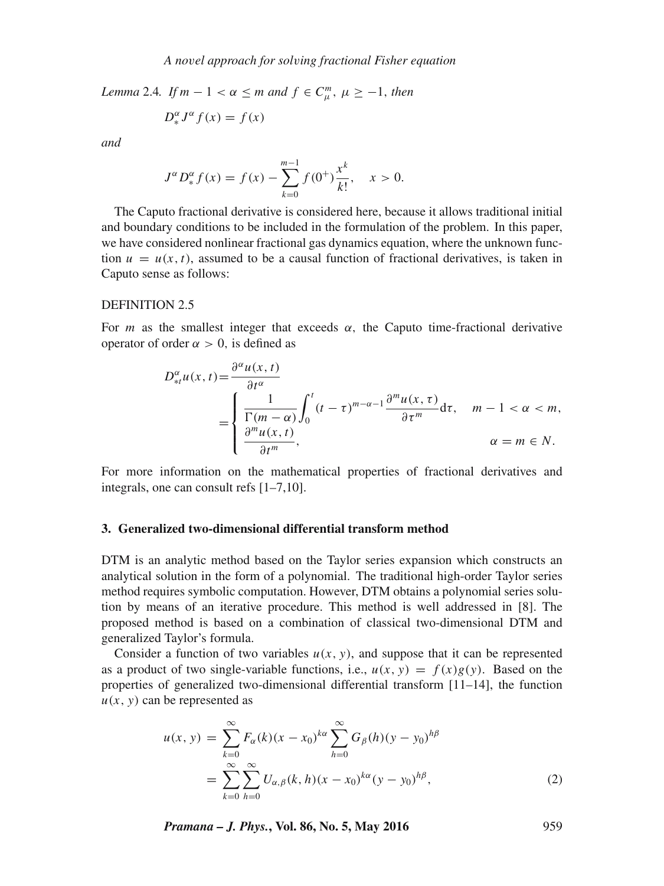*Lemma* 2.4. *If* $m-1<\alpha\le m$ *and* $f\in C_{\mu}^{m},\ \mu\ge -1$, *then*

$$D_{*}^{\alpha}J^{\alpha}f(x)=f(x)$$

*and*

$$J^{\alpha}D_{*}^{\alpha}f(x)=f(x)-\sum_{k=0}^{m-1}f(0^{+})\frac{x^{k}}{k!},\quad x>0.$$

The Caputo fractional derivative is considered here, because it allows traditional initial and boundary conditions to be included in the formulation of the problem. In this paper, we have considered nonlinear fractional gas dynamics equation, where the unknown function $u=u(x,t)$, assumed to be a causal function of fractional derivatives, is taken in Caputo sense as follows:

DEFINITION 2.5

For $m$ as the smallest integer that exceeds $\alpha$, the Caputo time-fractional derivative operator of order $\alpha>0$, is defined as

$$D_{*t}^{\alpha}u(x,t)=\frac{\partial^{\alpha}u(x,t)}{\partial t^{\alpha}}=\begin{cases}\dfrac{1}{\Gamma(m-\alpha)}\displaystyle\int_{0}^{t}(t-\tau)^{m-\alpha-1}\frac{\partial^{m}u(x,\tau)}{\partial\tau^{m}}\mathrm{d}\tau, & m-1<\alpha<m,\\[2ex] \dfrac{\partial^{m}u(x,t)}{\partial t^{m}}, & \alpha=m\in N.\end{cases}$$

For more information on the mathematical properties of fractional derivatives and integrals, one can consult refs [1–7,10].

## 3. Generalized two-dimensional differential transform method

DTM is an analytic method based on the Taylor series expansion which constructs an analytical solution in the form of a polynomial. The traditional high-order Taylor series method requires symbolic computation. However, DTM obtains a polynomial series solution by means of an iterative procedure. This method is well addressed in [8]. The proposed method is based on a combination of classical two-dimensional DTM and generalized Taylor's formula.

Consider a function of two variables $u(x,y)$, and suppose that it can be represented as a product of two single-variable functions, i.e., $u(x,y)=f(x)g(y)$. Based on the properties of generalized two-dimensional differential transform [11–14], the function $u(x,y)$ can be represented as

$$\begin{aligned}u(x,y)&=\sum_{k=0}^{\infty}F_{\alpha}(k)(x-x_{0})^{k\alpha}\sum_{h=0}^{\infty}G_{\beta}(h)(y-y_{0})^{h\beta}\\&=\sum_{k=0}^{\infty}\sum_{h=0}^{\infty}U_{\alpha,\beta}(k,h)(x-x_{0})^{k\alpha}(y-y_{0})^{h\beta},\end{aligned}\tag{2}$$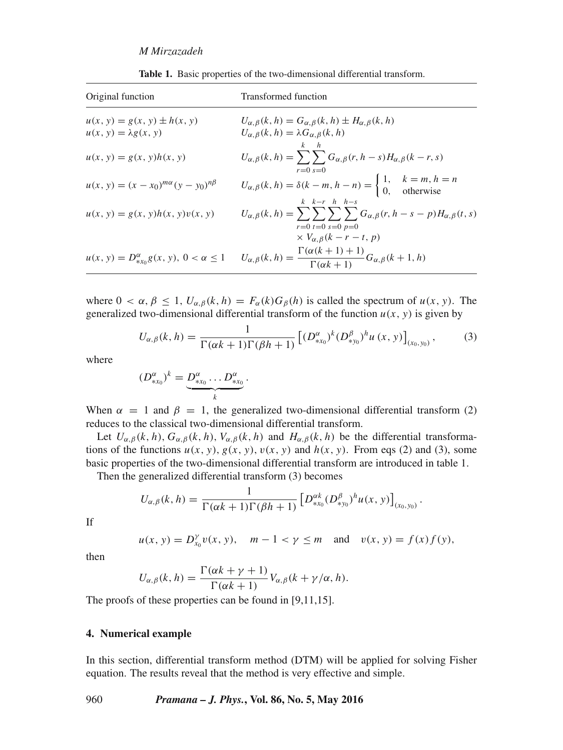**Table 1.** Basic properties of the two-dimensional differential transform.

| Original function | Transformed function |
| --- | --- |
| $u(x, y) = g(x, y) \pm h(x, y)$ | $U_{\alpha,\beta}(k, h) = G_{\alpha,\beta}(k, h) \pm H_{\alpha,\beta}(k, h)$ |
| $u(x, y) = \lambda g(x, y)$ | $U_{\alpha,\beta}(k, h) = \lambda G_{\alpha,\beta}(k, h)$ |
| $u(x, y) = g(x, y)h(x, y)$ | $U_{\alpha,\beta}(k, h) = \sum_{r=0}^{k}\sum_{s=0}^{h} G_{\alpha,\beta}(r, h-s)H_{\alpha,\beta}(k-r, s)$ |
| $u(x, y) = (x - x_0)^{m\alpha}(y - y_0)^{n\beta}$ | $U_{\alpha,\beta}(k, h) = \delta(k-m, h-n) = \begin{cases} 1, & k = m, h = n \\ 0, & \text{otherwise} \end{cases}$ |
| $u(x, y) = g(x, y)h(x, y)v(x, y)$ | $U_{\alpha,\beta}(k, h) = \sum_{r=0}^{k}\sum_{t=0}^{k-r}\sum_{s=0}^{h}\sum_{p=0}^{h-s} G_{\alpha,\beta}(r, h-s-p)H_{\alpha,\beta}(t, s) \times V_{\alpha,\beta}(k-r-t, p)$ |
| $u(x, y) = D^{\alpha}_{*x_0} g(x, y),\ 0 < \alpha \le 1$ | $U_{\alpha,\beta}(k, h) = \dfrac{\Gamma(\alpha(k+1)+1)}{\Gamma(\alpha k+1)} G_{\alpha,\beta}(k+1, h)$ |

where $0 < \alpha, \beta \le 1$, $U_{\alpha,\beta}(k, h) = F_{\alpha}(k)G_{\beta}(h)$ is called the spectrum of $u(x, y)$. The generalized two-dimensional differential transform of the function $u(x, y)$ is given by

$$U_{\alpha,\beta}(k, h) = \frac{1}{\Gamma(\alpha k+1)\Gamma(\beta h+1)} \left[ (D^{\alpha}_{*x_0})^k (D^{\beta}_{*y_0})^h u\,(x, y) \right]_{(x_0, y_0)}, \tag{3}$$

where

$$(D^{\alpha}_{*x_0})^k = \underbrace{D^{\alpha}_{*x_0} \ldots D^{\alpha}_{*x_0}}_{k}.$$

When $\alpha = 1$ and $\beta = 1$, the generalized two-dimensional differential transform (2) reduces to the classical two-dimensional differential transform.

Let $U_{\alpha,\beta}(k, h)$, $G_{\alpha,\beta}(k, h)$, $V_{\alpha,\beta}(k, h)$ and $H_{\alpha,\beta}(k, h)$ be the differential transformations of the functions $u(x, y)$, $g(x, y)$, $v(x, y)$ and $h(x, y)$. From eqs (2) and (3), some basic properties of the two-dimensional differential transform are introduced in table 1.

Then the generalized differential transform (3) becomes

$$U_{\alpha,\beta}(k, h) = \frac{1}{\Gamma(\alpha k+1)\Gamma(\beta h+1)} \left[ D^{\alpha k}_{*x_0} (D^{\beta}_{*y_0})^h u(x, y) \right]_{(x_0, y_0)}.$$

If

$$u(x, y) = D^{\gamma}_{x_0} v(x, y), \quad m-1 < \gamma \le m \quad \text{and} \quad v(x, y) = f(x) f(y),$$

then

$$U_{\alpha,\beta}(k, h) = \frac{\Gamma(\alpha k+\gamma+1)}{\Gamma(\alpha k+1)} V_{\alpha,\beta}(k+\gamma/\alpha, h).$$

The proofs of these properties can be found in [9,11,15].

## 4. Numerical example

In this section, differential transform method (DTM) will be applied for solving Fisher equation. The results reveal that the method is very effective and simple.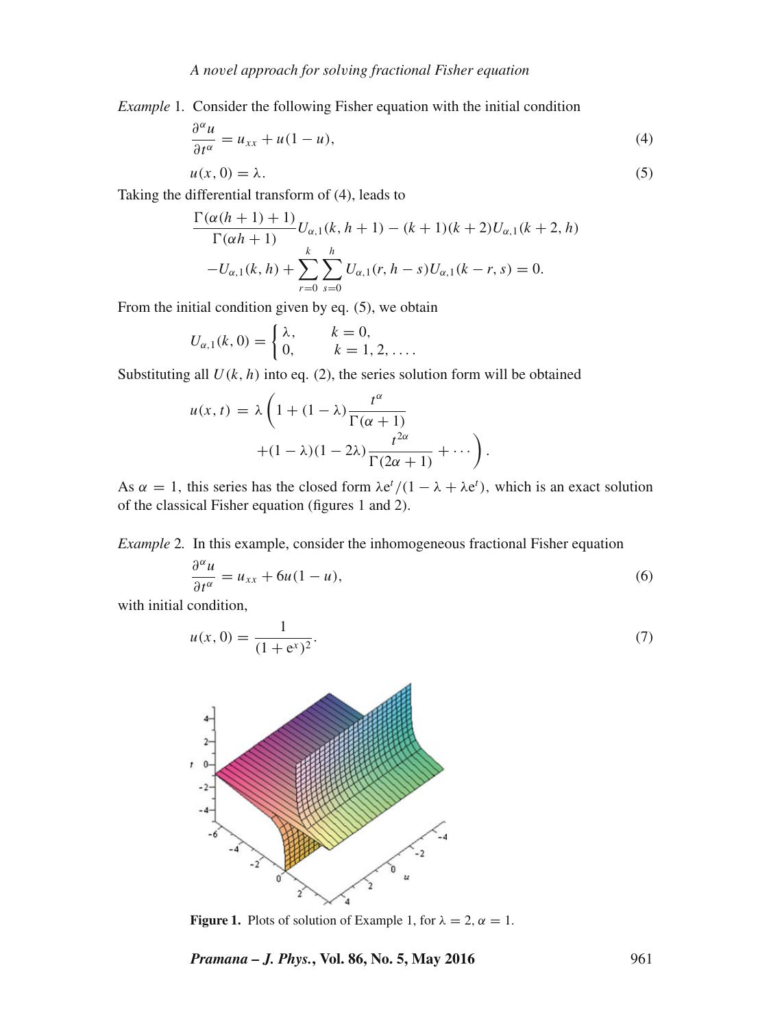*Example* 1. Consider the following Fisher equation with the initial condition

$$\frac{\partial^\alpha u}{\partial t^\alpha} = u_{xx} + u(1-u), \tag{4}$$

$$u(x,0) = \lambda. \tag{5}$$

Taking the differential transform of (4), leads to

$$\frac{\Gamma(\alpha(h+1)+1)}{\Gamma(\alpha h+1)} U_{\alpha,1}(k,h+1) - (k+1)(k+2)U_{\alpha,1}(k+2,h)$$
$$- U_{\alpha,1}(k,h) + \sum_{r=0}^{k}\sum_{s=0}^{h} U_{\alpha,1}(r,h-s)U_{\alpha,1}(k-r,s) = 0.$$

From the initial condition given by eq. (5), we obtain

$$U_{\alpha,1}(k,0) = \begin{cases} \lambda, & k=0, \\ 0, & k=1,2,\ldots. \end{cases}$$

Substituting all $U(k,h)$ into eq. (2), the series solution form will be obtained

$$u(x,t) = \lambda\left(1 + (1-\lambda)\frac{t^\alpha}{\Gamma(\alpha+1)} + (1-\lambda)(1-2\lambda)\frac{t^{2\alpha}}{\Gamma(2\alpha+1)} + \cdots\right).$$

As $\alpha = 1$, this series has the closed form $\lambda e^t/(1-\lambda+\lambda e^t)$, which is an exact solution of the classical Fisher equation (figures 1 and 2).

*Example* 2. In this example, consider the inhomogeneous fractional Fisher equation

$$\frac{\partial^\alpha u}{\partial t^\alpha} = u_{xx} + 6u(1-u), \tag{6}$$

with initial condition,

$$u(x,0) = \frac{1}{(1+e^x)^2}. \tag{7}$$

**Figure 1.** Plots of solution of Example 1, for $\lambda = 2$, $\alpha = 1$.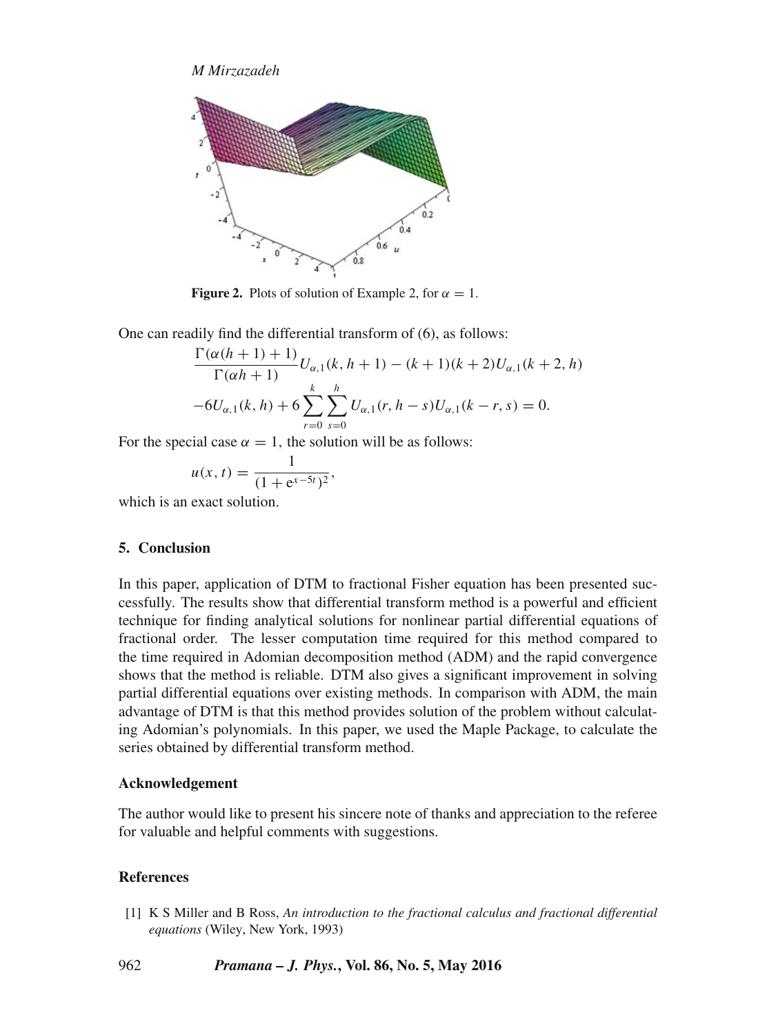**Figure 2.** Plots of solution of Example 2, for $\alpha = 1$.

One can readily find the differential transform of (6), as follows:

$$\frac{\Gamma(\alpha(h+1)+1)}{\Gamma(\alpha h+1)}U_{\alpha,1}(k,h+1) - (k+1)(k+2)U_{\alpha,1}(k+2,h)$$
$$-6U_{\alpha,1}(k,h) + 6\sum_{r=0}^{k}\sum_{s=0}^{h}U_{\alpha,1}(r,h-s)U_{\alpha,1}(k-r,s) = 0.$$

For the special case $\alpha = 1$, the solution will be as follows:

$$u(x,t) = \frac{1}{(1+e^{x-5t})^2},$$

which is an exact solution.

## 5. Conclusion

In this paper, application of DTM to fractional Fisher equation has been presented successfully. The results show that differential transform method is a powerful and efficient technique for finding analytical solutions for nonlinear partial differential equations of fractional order. The lesser computation time required for this method compared to the time required in Adomian decomposition method (ADM) and the rapid convergence shows that the method is reliable. DTM also gives a significant improvement in solving partial differential equations over existing methods. In comparison with ADM, the main advantage of DTM is that this method provides solution of the problem without calculating Adomian's polynomials. In this paper, we used the Maple Package, to calculate the series obtained by differential transform method.

### Acknowledgement

The author would like to present his sincere note of thanks and appreciation to the referee for valuable and helpful comments with suggestions.

### References

[1] K S Miller and B Ross, *An introduction to the fractional calculus and fractional differential equations* (Wiley, New York, 1993)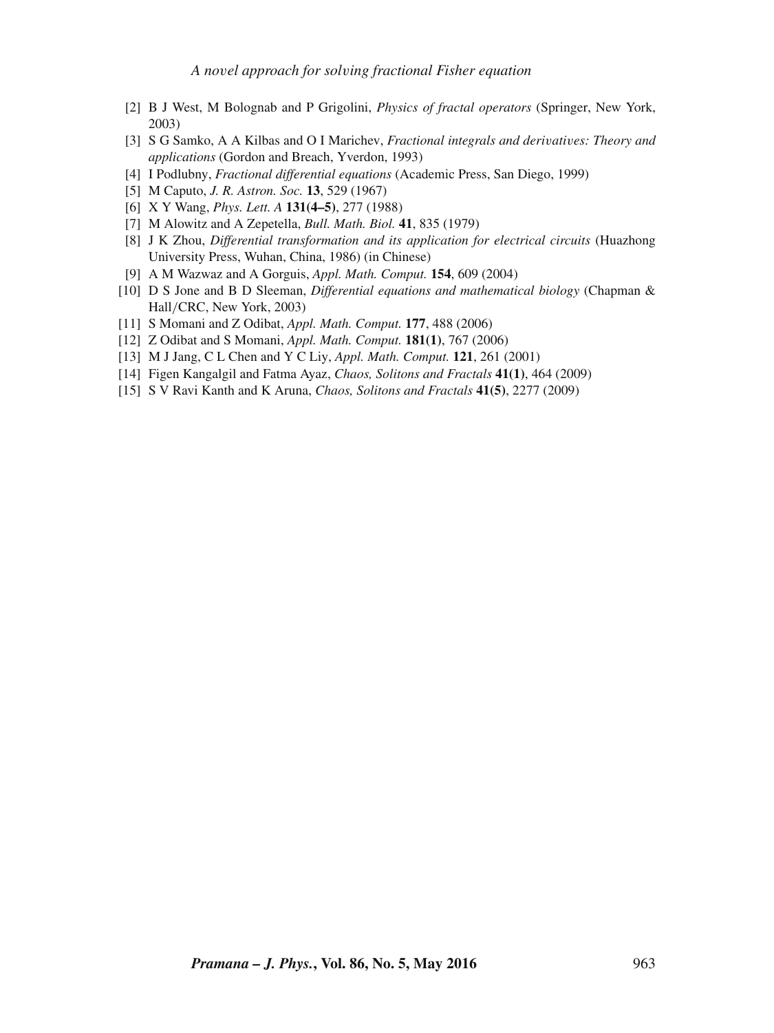[2] B J West, M Bolognab and P Grigolini, *Physics of fractal operators* (Springer, New York, 2003)

[3] S G Samko, A A Kilbas and O I Marichev, *Fractional integrals and derivatives: Theory and applications* (Gordon and Breach, Yverdon, 1993)

[4] I Podlubny, *Fractional differential equations* (Academic Press, San Diego, 1999)

[5] M Caputo, *J. R. Astron. Soc.* **13**, 529 (1967)

[6] X Y Wang, *Phys. Lett. A* **131(4–5)**, 277 (1988)

[7] M Alowitz and A Zepetella, *Bull. Math. Biol.* **41**, 835 (1979)

[8] J K Zhou, *Differential transformation and its application for electrical circuits* (Huazhong University Press, Wuhan, China, 1986) (in Chinese)

[9] A M Wazwaz and A Gorguis, *Appl. Math. Comput.* **154**, 609 (2004)

[10] D S Jone and B D Sleeman, *Differential equations and mathematical biology* (Chapman & Hall/CRC, New York, 2003)

[11] S Momani and Z Odibat, *Appl. Math. Comput.* **177**, 488 (2006)

[12] Z Odibat and S Momani, *Appl. Math. Comput.* **181(1)**, 767 (2006)

[13] M J Jang, C L Chen and Y C Liy, *Appl. Math. Comput.* **121**, 261 (2001)

[14] Figen Kangalgil and Fatma Ayaz, *Chaos, Solitons and Fractals* **41(1)**, 464 (2009)

[15] S V Ravi Kanth and K Aruna, *Chaos, Solitons and Fractals* **41(5)**, 2277 (2009)